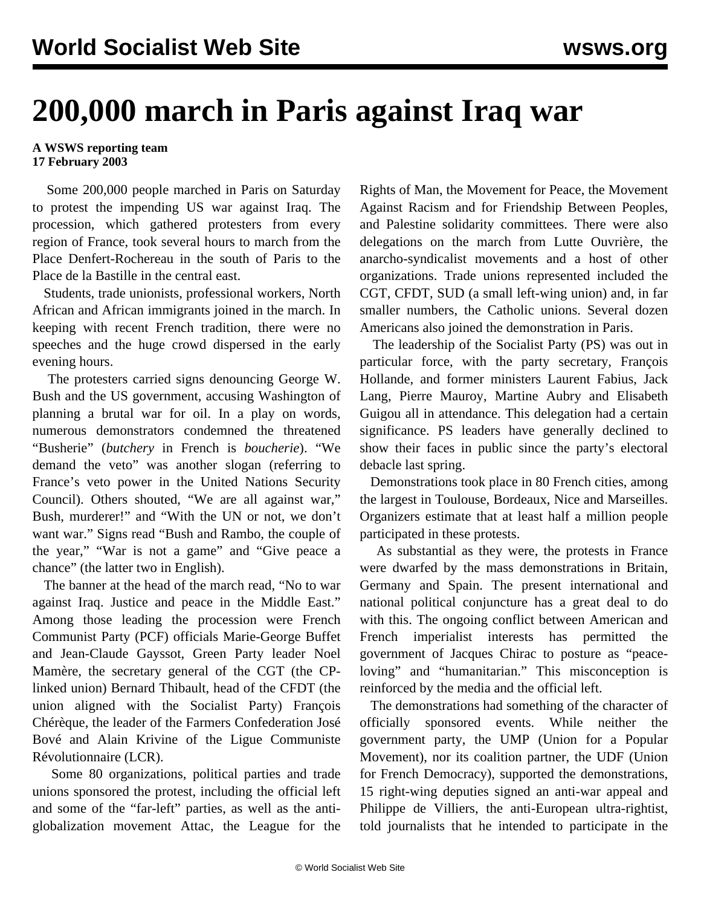# 200,000 march in Paris against Iraq war

**A WSWS reporting team**
**17 February 2003**

Some 200,000 people marched in Paris on Saturday to protest the impending US war against Iraq. The procession, which gathered protesters from every region of France, took several hours to march from the Place Denfert-Rochereau in the south of Paris to the Place de la Bastille in the central east.

Students, trade unionists, professional workers, North African and African immigrants joined in the march. In keeping with recent French tradition, there were no speeches and the huge crowd dispersed in the early evening hours.

The protesters carried signs denouncing George W. Bush and the US government, accusing Washington of planning a brutal war for oil. In a play on words, numerous demonstrators condemned the threatened "Busherie" (*butchery* in French is *boucherie*). "We demand the veto" was another slogan (referring to France's veto power in the United Nations Security Council). Others shouted, "We are all against war," Bush, murderer!" and "With the UN or not, we don't want war." Signs read "Bush and Rambo, the couple of the year," "War is not a game" and "Give peace a chance" (the latter two in English).

The banner at the head of the march read, "No to war against Iraq. Justice and peace in the Middle East." Among those leading the procession were French Communist Party (PCF) officials Marie-George Buffet and Jean-Claude Gayssot, Green Party leader Noel Mamère, the secretary general of the CGT (the CP-linked union) Bernard Thibault, head of the CFDT (the union aligned with the Socialist Party) François Chérèque, the leader of the Farmers Confederation José Bové and Alain Krivine of the Ligue Communiste Révolutionnaire (LCR).

Some 80 organizations, political parties and trade unions sponsored the protest, including the official left and some of the "far-left" parties, as well as the anti-globalization movement Attac, the League for the Rights of Man, the Movement for Peace, the Movement Against Racism and for Friendship Between Peoples, and Palestine solidarity committees. There were also delegations on the march from Lutte Ouvrière, the anarcho-syndicalist movements and a host of other organizations. Trade unions represented included the CGT, CFDT, SUD (a small left-wing union) and, in far smaller numbers, the Catholic unions. Several dozen Americans also joined the demonstration in Paris.

The leadership of the Socialist Party (PS) was out in particular force, with the party secretary, François Hollande, and former ministers Laurent Fabius, Jack Lang, Pierre Mauroy, Martine Aubry and Elisabeth Guigou all in attendance. This delegation had a certain significance. PS leaders have generally declined to show their faces in public since the party's electoral debacle last spring.

Demonstrations took place in 80 French cities, among the largest in Toulouse, Bordeaux, Nice and Marseilles. Organizers estimate that at least half a million people participated in these protests.

As substantial as they were, the protests in France were dwarfed by the mass demonstrations in Britain, Germany and Spain. The present international and national political conjuncture has a great deal to do with this. The ongoing conflict between American and French imperialist interests has permitted the government of Jacques Chirac to posture as "peace-loving" and "humanitarian." This misconception is reinforced by the media and the official left.

The demonstrations had something of the character of officially sponsored events. While neither the government party, the UMP (Union for a Popular Movement), nor its coalition partner, the UDF (Union for French Democracy), supported the demonstrations, 15 right-wing deputies signed an anti-war appeal and Philippe de Villiers, the anti-European ultra-rightist, told journalists that he intended to participate in the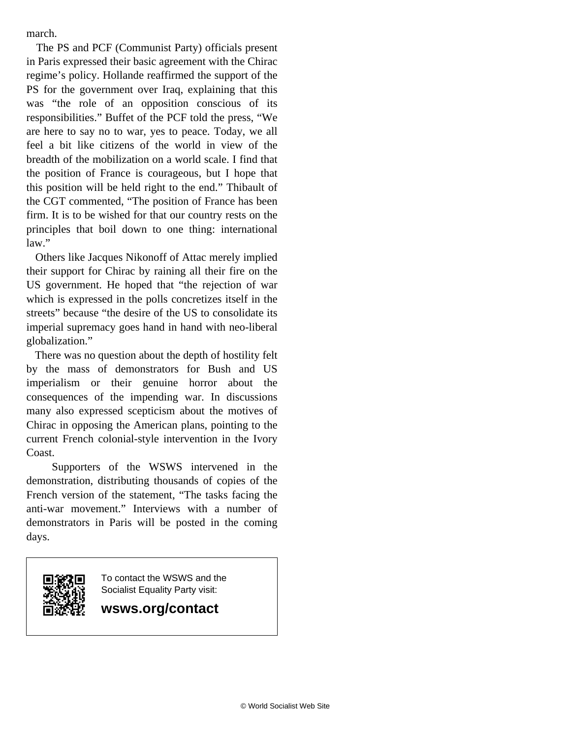march.

The PS and PCF (Communist Party) officials present in Paris expressed their basic agreement with the Chirac regime's policy. Hollande reaffirmed the support of the PS for the government over Iraq, explaining that this was "the role of an opposition conscious of its responsibilities." Buffet of the PCF told the press, "We are here to say no to war, yes to peace. Today, we all feel a bit like citizens of the world in view of the breadth of the mobilization on a world scale. I find that the position of France is courageous, but I hope that this position will be held right to the end." Thibault of the CGT commented, "The position of France has been firm. It is to be wished for that our country rests on the principles that boil down to one thing: international law."

Others like Jacques Nikonoff of Attac merely implied their support for Chirac by raining all their fire on the US government. He hoped that "the rejection of war which is expressed in the polls concretizes itself in the streets" because "the desire of the US to consolidate its imperial supremacy goes hand in hand with neo-liberal globalization."

There was no question about the depth of hostility felt by the mass of demonstrators for Bush and US imperialism or their genuine horror about the consequences of the impending war. In discussions many also expressed scepticism about the motives of Chirac in opposing the American plans, pointing to the current French colonial-style intervention in the Ivory Coast.

Supporters of the WSWS intervened in the demonstration, distributing thousands of copies of the French version of the statement, "The tasks facing the anti-war movement." Interviews with a number of demonstrators in Paris will be posted in the coming days.

To contact the WSWS and the Socialist Equality Party visit:

**wsws.org/contact**